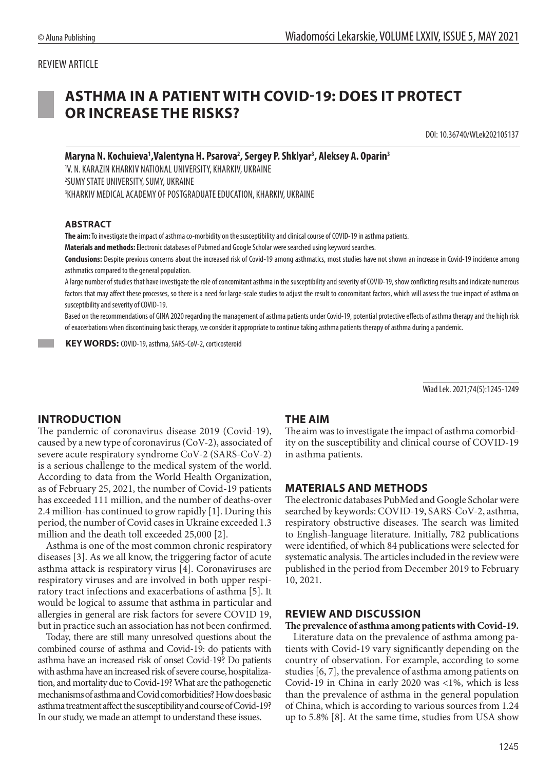REVIEW ARTICLE

# ASTHMA IN A PATIENT WITH COVID-19: DOES IT PROTECT OR INCREASE THE RISKS?

DOI: 10.36740/WLek202105137

**Maryna N. Kochuieva[1], Valentyna H. Psarova[2], Sergey P. Shklyar[3], Aleksey A. Oparin[3]**

[1]V. N. KARAZIN KHARKIV NATIONAL UNIVERSITY, KHARKIV, UKRAINE
[2]SUMY STATE UNIVERSITY, SUMY, UKRAINE
[3]KHARKIV MEDICAL ACADEMY OF POSTGRADUATE EDUCATION, KHARKIV, UKRAINE

## ABSTRACT

**The aim:** To investigate the impact of asthma co-morbidity on the susceptibility and clinical course of COVID-19 in asthma patients.

**Materials and methods:** Electronic databases of Pubmed and Google Scholar were searched using keyword searches.

**Conclusions:** Despite previous concerns about the increased risk of Covid-19 among asthmatics, most studies have not shown an increase in Covid-19 incidence among asthmatics compared to the general population.

A large number of studies that have investigate the role of concomitant asthma in the susceptibility and severity of COVID-19, show conflicting results and indicate numerous factors that may affect these processes, so there is a need for large-scale studies to adjust the result to concomitant factors, which will assess the true impact of asthma on susceptibility and severity of COVID-19.

Based on the recommendations of GINA 2020 regarding the management of asthma patients under Covid-19, potential protective effects of asthma therapy and the high risk of exacerbations when discontinuing basic therapy, we consider it appropriate to continue taking asthma patients therapy of asthma during a pandemic.

**KEY WORDS:** COVID-19, asthma, SARS-CoV-2, corticosteroid

Wiad Lek. 2021;74(5):1245-1249

## INTRODUCTION

The pandemic of coronavirus disease 2019 (Covid-19), caused by a new type of coronavirus (CoV-2), associated of severe acute respiratory syndrome CoV-2 (SARS-CoV-2) is a serious challenge to the medical system of the world. According to data from the World Health Organization, as of February 25, 2021, the number of Covid-19 patients has exceeded 111 million, and the number of deaths-over 2.4 million-has continued to grow rapidly [1]. During this period, the number of Covid cases in Ukraine exceeded 1.3 million and the death toll exceeded 25,000 [2].

Asthma is one of the most common chronic respiratory diseases [3]. As we all know, the triggering factor of acute asthma attack is respiratory virus [4]. Coronaviruses are respiratory viruses and are involved in both upper respiratory tract infections and exacerbations of asthma [5]. It would be logical to assume that asthma in particular and allergies in general are risk factors for severe COVID 19, but in practice such an association has not been confirmed.

Today, there are still many unresolved questions about the combined course of asthma and Covid-19: do patients with asthma have an increased risk of onset Covid-19? Do patients with asthma have an increased risk of severe course, hospitalization, and mortality due to Covid-19? What are the pathogenetic mechanisms of asthma and Covid comorbidities? How does basic asthma treatment affect the susceptibility and course of Covid-19? In our study, we made an attempt to understand these issues.

## THE AIM

The aim was to investigate the impact of asthma comorbidity on the susceptibility and clinical course of COVID-19 in asthma patients.

## MATERIALS AND METHODS

The electronic databases PubMed and Google Scholar were searched by keywords: COVID-19, SARS-CoV-2, asthma, respiratory obstructive diseases. The search was limited to English-language literature. Initially, 782 publications were identified, of which 84 publications were selected for systematic analysis. The articles included in the review were published in the period from December 2019 to February 10, 2021.

## REVIEW AND DISCUSSION

**The prevalence of asthma among patients with Covid-19.**

Literature data on the prevalence of asthma among patients with Covid-19 vary significantly depending on the country of observation. For example, according to some studies [6, 7], the prevalence of asthma among patients on Covid-19 in China in early 2020 was <1%, which is less than the prevalence of asthma in the general population of China, which is according to various sources from 1.24 up to 5.8% [8]. At the same time, studies from USA show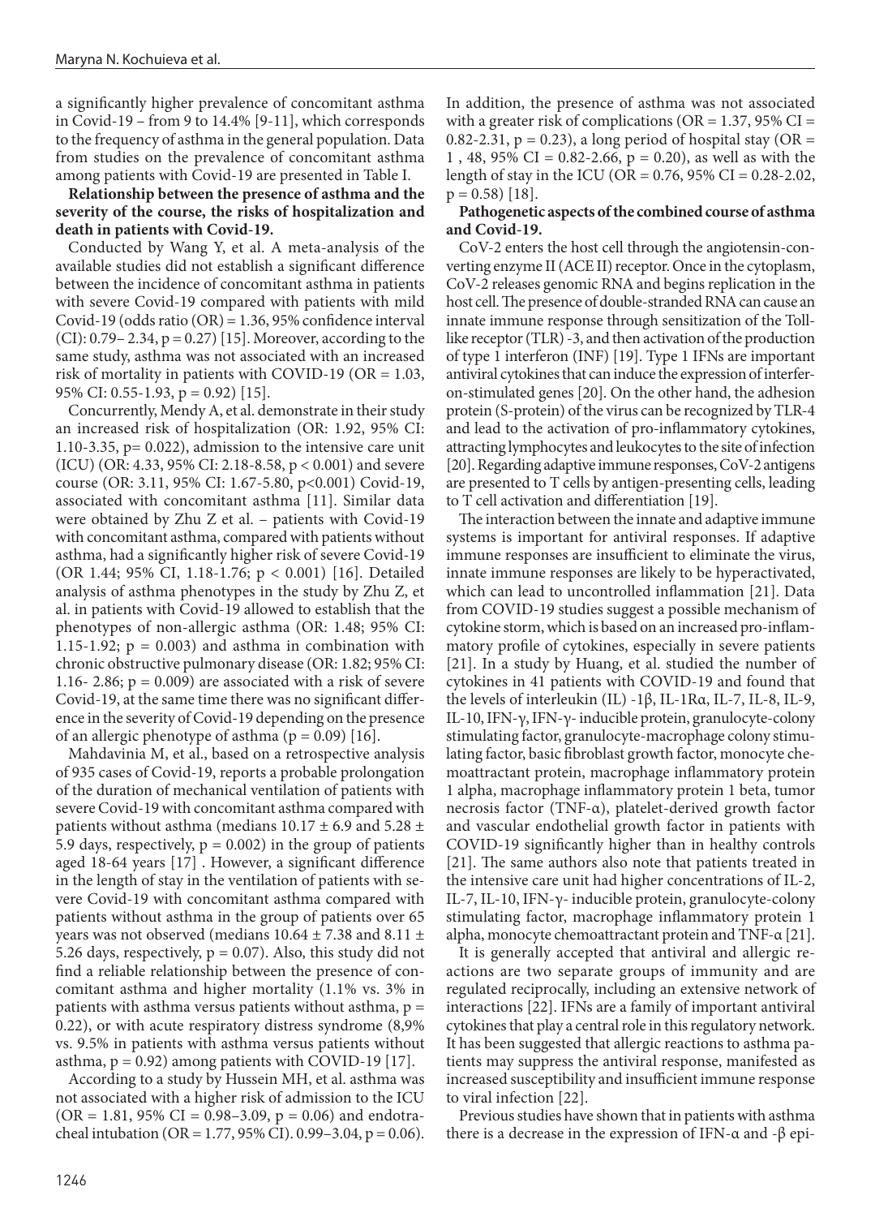a significantly higher prevalence of concomitant asthma in Covid-19 – from 9 to 14.4% [9-11], which corresponds to the frequency of asthma in the general population. Data from studies on the prevalence of concomitant asthma among patients with Covid-19 are presented in Table I.

**Relationship between the presence of asthma and the severity of the course, the risks of hospitalization and death in patients with Covid-19.**

Conducted by Wang Y, et al. A meta-analysis of the available studies did not establish a significant difference between the incidence of concomitant asthma in patients with severe Covid-19 compared with patients with mild Covid-19 (odds ratio (OR) = 1.36, 95% confidence interval (CI): 0.79– 2.34, p = 0.27) [15]. Moreover, according to the same study, asthma was not associated with an increased risk of mortality in patients with COVID-19 (OR = 1.03, 95% CI: 0.55-1.93, p = 0.92) [15].

Concurrently, Mendy A, et al. demonstrate in their study an increased risk of hospitalization (OR: 1.92, 95% CI: 1.10-3.35, p= 0.022), admission to the intensive care unit (ICU) (OR: 4.33, 95% CI: 2.18-8.58, p < 0.001) and severe course (OR: 3.11, 95% CI: 1.67-5.80, p<0.001) Covid-19, associated with concomitant asthma [11]. Similar data were obtained by Zhu Z et al. – patients with Covid-19 with concomitant asthma, compared with patients without asthma, had a significantly higher risk of severe Covid-19 (OR 1.44; 95% CI, 1.18-1.76; p < 0.001) [16]. Detailed analysis of asthma phenotypes in the study by Zhu Z, et al. in patients with Covid-19 allowed to establish that the phenotypes of non-allergic asthma (OR: 1.48; 95% CI: 1.15-1.92; p = 0.003) and asthma in combination with chronic obstructive pulmonary disease (OR: 1.82; 95% CI: 1.16- 2.86; p = 0.009) are associated with a risk of severe Covid-19, at the same time there was no significant difference in the severity of Covid-19 depending on the presence of an allergic phenotype of asthma (p = 0.09) [16].

Mahdavinia M, et al., based on a retrospective analysis of 935 cases of Covid-19, reports a probable prolongation of the duration of mechanical ventilation of patients with severe Covid-19 with concomitant asthma compared with patients without asthma (medians 10.17 ± 6.9 and 5.28 ± 5.9 days, respectively, p = 0.002) in the group of patients aged 18-64 years [17] . However, a significant difference in the length of stay in the ventilation of patients with severe Covid-19 with concomitant asthma compared with patients without asthma in the group of patients over 65 years was not observed (medians 10.64 ± 7.38 and 8.11 ± 5.26 days, respectively, p = 0.07). Also, this study did not find a reliable relationship between the presence of concomitant asthma and higher mortality (1.1% vs. 3% in patients with asthma versus patients without asthma, p = 0.22), or with acute respiratory distress syndrome (8,9% vs. 9.5% in patients with asthma versus patients without asthma, p = 0.92) among patients with COVID-19 [17].

According to a study by Hussein MH, et al. asthma was not associated with a higher risk of admission to the ICU (OR = 1.81, 95% CI = 0.98–3.09, p = 0.06) and endotracheal intubation (OR = 1.77, 95% CI). 0.99–3.04, p = 0.06). In addition, the presence of asthma was not associated with a greater risk of complications (OR = 1.37, 95% CI = 0.82-2.31, p = 0.23), a long period of hospital stay (OR = 1 , 48, 95% CI = 0.82-2.66, p = 0.20), as well as with the length of stay in the ICU (OR = 0.76, 95% CI = 0.28-2.02, p = 0.58) [18].

**Pathogenetic aspects of the combined course of asthma and Covid-19.**

CoV-2 enters the host cell through the angiotensin-converting enzyme II (ACE II) receptor. Once in the cytoplasm, CoV-2 releases genomic RNA and begins replication in the host cell. The presence of double-stranded RNA can cause an innate immune response through sensitization of the Toll-like receptor (TLR) -3, and then activation of the production of type 1 interferon (INF) [19]. Type 1 IFNs are important antiviral cytokines that can induce the expression of interferon-stimulated genes [20]. On the other hand, the adhesion protein (S-protein) of the virus can be recognized by TLR-4 and lead to the activation of pro-inflammatory cytokines, attracting lymphocytes and leukocytes to the site of infection [20]. Regarding adaptive immune responses, CoV-2 antigens are presented to T cells by antigen-presenting cells, leading to T cell activation and differentiation [19].

The interaction between the innate and adaptive immune systems is important for antiviral responses. If adaptive immune responses are insufficient to eliminate the virus, innate immune responses are likely to be hyperactivated, which can lead to uncontrolled inflammation [21]. Data from COVID-19 studies suggest a possible mechanism of cytokine storm, which is based on an increased pro-inflammatory profile of cytokines, especially in severe patients [21]. In a study by Huang, et al. studied the number of cytokines in 41 patients with COVID-19 and found that the levels of interleukin (IL) -1β, IL-1Rα, IL-7, IL-8, IL-9, IL-10, IFN-γ, IFN-γ- inducible protein, granulocyte-colony stimulating factor, granulocyte-macrophage colony stimulating factor, basic fibroblast growth factor, monocyte chemoattractant protein, macrophage inflammatory protein 1 alpha, macrophage inflammatory protein 1 beta, tumor necrosis factor (TNF-α), platelet-derived growth factor and vascular endothelial growth factor in patients with COVID-19 significantly higher than in healthy controls [21]. The same authors also note that patients treated in the intensive care unit had higher concentrations of IL-2, IL-7, IL-10, IFN-γ- inducible protein, granulocyte-colony stimulating factor, macrophage inflammatory protein 1 alpha, monocyte chemoattractant protein and TNF-α [21].

It is generally accepted that antiviral and allergic reactions are two separate groups of immunity and are regulated reciprocally, including an extensive network of interactions [22]. IFNs are a family of important antiviral cytokines that play a central role in this regulatory network. It has been suggested that allergic reactions to asthma patients may suppress the antiviral response, manifested as increased susceptibility and insufficient immune response to viral infection [22].

Previous studies have shown that in patients with asthma there is a decrease in the expression of IFN-α and -β epi-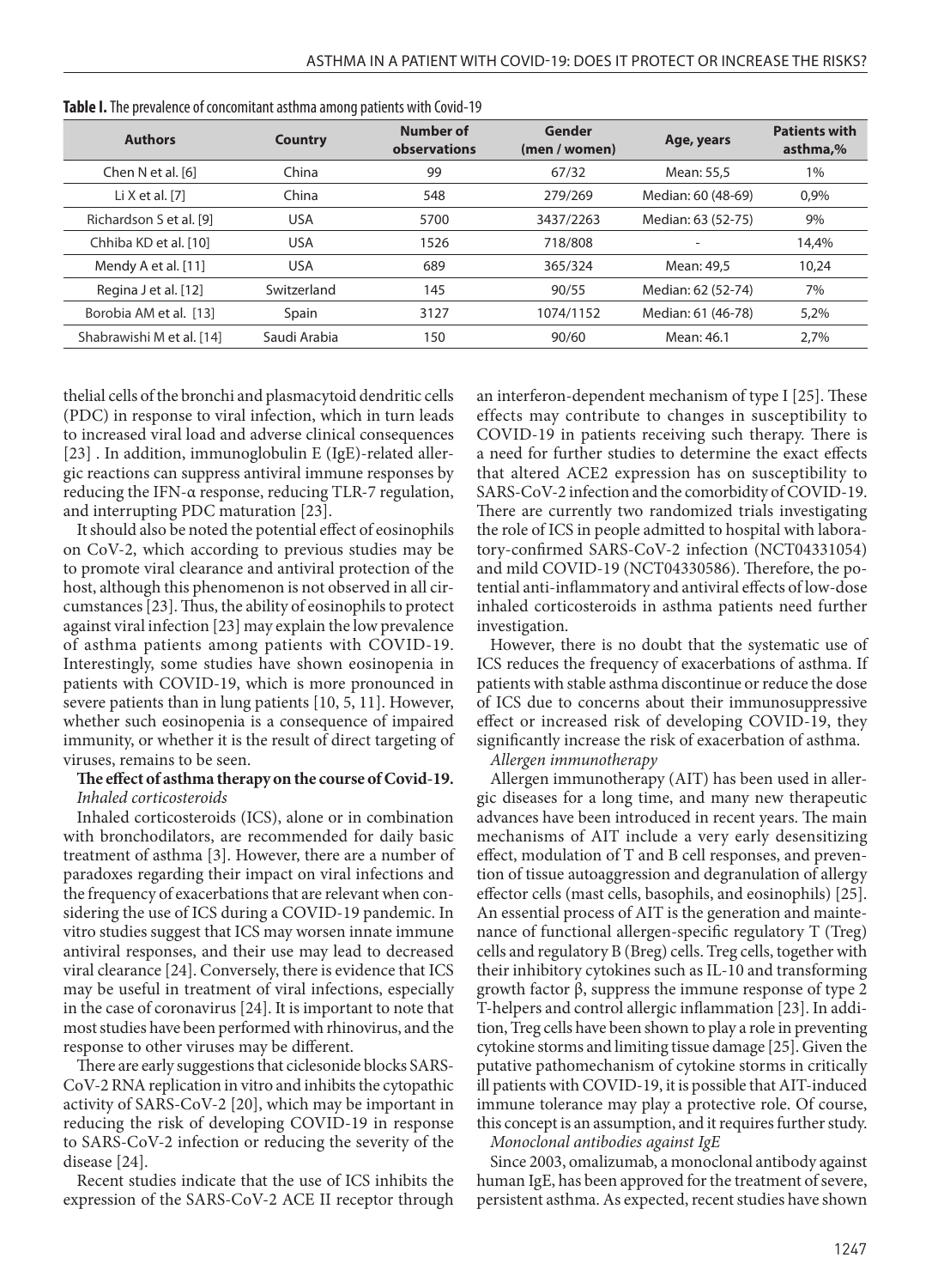**Table I.** The prevalence of concomitant asthma among patients with Covid-19

| Authors | Country | Number of observations | Gender (men / women) | Age, years | Patients with asthma,% |
|---|---|---|---|---|---|
| Chen N et al. [6] | China | 99 | 67/32 | Mean: 55,5 | 1% |
| Li X et al. [7] | China | 548 | 279/269 | Median: 60 (48-69) | 0,9% |
| Richardson S et al. [9] | USA | 5700 | 3437/2263 | Median: 63 (52-75) | 9% |
| Chhiba KD et al. [10] | USA | 1526 | 718/808 | - | 14,4% |
| Mendy A et al. [11] | USA | 689 | 365/324 | Mean: 49,5 | 10,24 |
| Regina J et al. [12] | Switzerland | 145 | 90/55 | Median: 62 (52-74) | 7% |
| Borobia AM et al. [13] | Spain | 3127 | 1074/1152 | Median: 61 (46-78) | 5,2% |
| Shabrawishi M et al. [14] | Saudi Arabia | 150 | 90/60 | Mean: 46.1 | 2,7% |

thelial cells of the bronchi and plasmacytoid dendritic cells (PDC) in response to viral infection, which in turn leads to increased viral load and adverse clinical consequences [23] . In addition, immunoglobulin E (IgE)-related allergic reactions can suppress antiviral immune responses by reducing the IFN-α response, reducing TLR-7 regulation, and interrupting PDC maturation [23].

It should also be noted the potential effect of eosinophils on CoV-2, which according to previous studies may be to promote viral clearance and antiviral protection of the host, although this phenomenon is not observed in all circumstances [23]. Thus, the ability of eosinophils to protect against viral infection [23] may explain the low prevalence of asthma patients among patients with COVID-19. Interestingly, some studies have shown eosinopenia in patients with COVID-19, which is more pronounced in severe patients than in lung patients [10, 5, 11]. However, whether such eosinopenia is a consequence of impaired immunity, or whether it is the result of direct targeting of viruses, remains to be seen.

**The effect of asthma therapy on the course of Covid-19.**

*Inhaled corticosteroids*

Inhaled corticosteroids (ICS), alone or in combination with bronchodilators, are recommended for daily basic treatment of asthma [3]. However, there are a number of paradoxes regarding their impact on viral infections and the frequency of exacerbations that are relevant when considering the use of ICS during a COVID-19 pandemic. In vitro studies suggest that ICS may worsen innate immune antiviral responses, and their use may lead to decreased viral clearance [24]. Conversely, there is evidence that ICS may be useful in treatment of viral infections, especially in the case of coronavirus [24]. It is important to note that most studies have been performed with rhinovirus, and the response to other viruses may be different.

There are early suggestions that ciclesonide blocks SARS-CoV-2 RNA replication in vitro and inhibits the cytopathic activity of SARS-CoV-2 [20], which may be important in reducing the risk of developing COVID-19 in response to SARS-CoV-2 infection or reducing the severity of the disease [24].

Recent studies indicate that the use of ICS inhibits the expression of the SARS-CoV-2 ACE II receptor through an interferon-dependent mechanism of type I [25]. These effects may contribute to changes in susceptibility to COVID-19 in patients receiving such therapy. There is a need for further studies to determine the exact effects that altered ACE2 expression has on susceptibility to SARS-CoV-2 infection and the comorbidity of COVID-19. There are currently two randomized trials investigating the role of ICS in people admitted to hospital with laboratory-confirmed SARS-CoV-2 infection (NCT04331054) and mild COVID-19 (NCT04330586). Therefore, the potential anti-inflammatory and antiviral effects of low-dose inhaled corticosteroids in asthma patients need further investigation.

However, there is no doubt that the systematic use of ICS reduces the frequency of exacerbations of asthma. If patients with stable asthma discontinue or reduce the dose of ICS due to concerns about their immunosuppressive effect or increased risk of developing COVID-19, they significantly increase the risk of exacerbation of asthma.

*Allergen immunotherapy*

Allergen immunotherapy (AIT) has been used in allergic diseases for a long time, and many new therapeutic advances have been introduced in recent years. The main mechanisms of AIT include a very early desensitizing effect, modulation of T and B cell responses, and prevention of tissue autoaggression and degranulation of allergy effector cells (mast cells, basophils, and eosinophils) [25]. An essential process of AIT is the generation and maintenance of functional allergen-specific regulatory T (Treg) cells and regulatory B (Breg) cells. Treg cells, together with their inhibitory cytokines such as IL-10 and transforming growth factor β, suppress the immune response of type 2 T-helpers and control allergic inflammation [23]. In addition, Treg cells have been shown to play a role in preventing cytokine storms and limiting tissue damage [25]. Given the putative pathomechanism of cytokine storms in critically ill patients with COVID-19, it is possible that AIT-induced immune tolerance may play a protective role. Of course, this concept is an assumption, and it requires further study.

*Monoclonal antibodies against IgE*

Since 2003, omalizumab, a monoclonal antibody against human IgE, has been approved for the treatment of severe, persistent asthma. As expected, recent studies have shown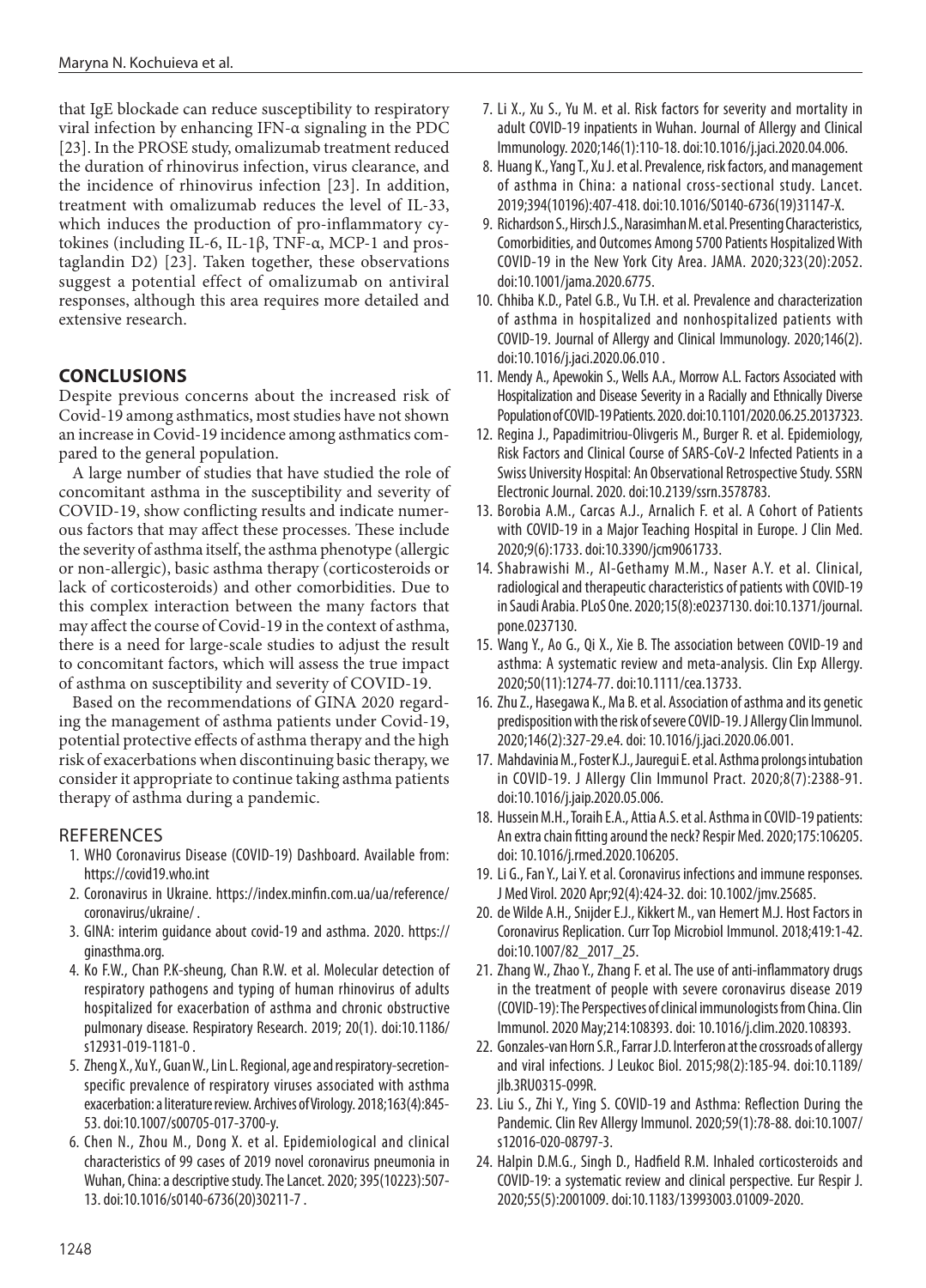that IgE blockade can reduce susceptibility to respiratory viral infection by enhancing IFN-α signaling in the PDC [23]. In the PROSE study, omalizumab treatment reduced the duration of rhinovirus infection, virus clearance, and the incidence of rhinovirus infection [23]. In addition, treatment with omalizumab reduces the level of IL-33, which induces the production of pro-inflammatory cytokines (including IL-6, IL-1β, TNF-α, MCP-1 and prostaglandin D2) [23]. Taken together, these observations suggest a potential effect of omalizumab on antiviral responses, although this area requires more detailed and extensive research.

## CONCLUSIONS

Despite previous concerns about the increased risk of Covid-19 among asthmatics, most studies have not shown an increase in Covid-19 incidence among asthmatics compared to the general population.

A large number of studies that have studied the role of concomitant asthma in the susceptibility and severity of COVID-19, show conflicting results and indicate numerous factors that may affect these processes. These include the severity of asthma itself, the asthma phenotype (allergic or non-allergic), basic asthma therapy (corticosteroids or lack of corticosteroids) and other comorbidities. Due to this complex interaction between the many factors that may affect the course of Covid-19 in the context of asthma, there is a need for large-scale studies to adjust the result to concomitant factors, which will assess the true impact of asthma on susceptibility and severity of COVID-19.

Based on the recommendations of GINA 2020 regarding the management of asthma patients under Covid-19, potential protective effects of asthma therapy and the high risk of exacerbations when discontinuing basic therapy, we consider it appropriate to continue taking asthma patients therapy of asthma during a pandemic.

## REFERENCES

1. WHO Coronavirus Disease (COVID-19) Dashboard. Available from: https://covid19.who.int
2. Coronavirus in Ukraine. https://index.minfin.com.ua/ua/reference/coronavirus/ukraine/ .
3. GINA: interim guidance about covid-19 and asthma. 2020. https://ginasthma.org.
4. Ko F.W., Chan P.K-sheung, Chan R.W. et al. Molecular detection of respiratory pathogens and typing of human rhinovirus of adults hospitalized for exacerbation of asthma and chronic obstructive pulmonary disease. Respiratory Research. 2019; 20(1). doi:10.1186/s12931-019-1181-0 .
5. Zheng X., Xu Y., Guan W., Lin L. Regional, age and respiratory-secretion-specific prevalence of respiratory viruses associated with asthma exacerbation: a literature review. Archives of Virology. 2018;163(4):845-53. doi:10.1007/s00705-017-3700-y.
6. Chen N., Zhou M., Dong X. et al. Epidemiological and clinical characteristics of 99 cases of 2019 novel coronavirus pneumonia in Wuhan, China: a descriptive study. The Lancet. 2020; 395(10223):507-13. doi:10.1016/s0140-6736(20)30211-7 .
7. Li X., Xu S., Yu M. et al. Risk factors for severity and mortality in adult COVID-19 inpatients in Wuhan. Journal of Allergy and Clinical Immunology. 2020;146(1):110-18. doi:10.1016/j.jaci.2020.04.006.
8. Huang K., Yang T., Xu J. et al. Prevalence, risk factors, and management of asthma in China: a national cross-sectional study. Lancet. 2019;394(10196):407-418. doi:10.1016/S0140-6736(19)31147-X.
9. Richardson S., Hirsch J.S., Narasimhan M. et al. Presenting Characteristics, Comorbidities, and Outcomes Among 5700 Patients Hospitalized With COVID-19 in the New York City Area. JAMA. 2020;323(20):2052. doi:10.1001/jama.2020.6775.
10. Chhiba K.D., Patel G.B., Vu T.H. et al. Prevalence and characterization of asthma in hospitalized and nonhospitalized patients with COVID-19. Journal of Allergy and Clinical Immunology. 2020;146(2). doi:10.1016/j.jaci.2020.06.010 .
11. Mendy A., Apewokin S., Wells A.A., Morrow A.L. Factors Associated with Hospitalization and Disease Severity in a Racially and Ethnically Diverse Population of COVID-19 Patients. 2020. doi:10.1101/2020.06.25.20137323.
12. Regina J., Papadimitriou-Olivgeris M., Burger R. et al. Epidemiology, Risk Factors and Clinical Course of SARS-CoV-2 Infected Patients in a Swiss University Hospital: An Observational Retrospective Study. SSRN Electronic Journal. 2020. doi:10.2139/ssrn.3578783.
13. Borobia A.M., Carcas A.J., Arnalich F. et al. A Cohort of Patients with COVID-19 in a Major Teaching Hospital in Europe. J Clin Med. 2020;9(6):1733. doi:10.3390/jcm9061733.
14. Shabrawishi M., Al-Gethamy M.M., Naser A.Y. et al. Clinical, radiological and therapeutic characteristics of patients with COVID-19 in Saudi Arabia. PLoS One. 2020;15(8):e0237130. doi:10.1371/journal.pone.0237130.
15. Wang Y., Ao G., Qi X., Xie B. The association between COVID-19 and asthma: A systematic review and meta-analysis. Clin Exp Allergy. 2020;50(11):1274-77. doi:10.1111/cea.13733.
16. Zhu Z., Hasegawa K., Ma B. et al. Association of asthma and its genetic predisposition with the risk of severe COVID-19. J Allergy Clin Immunol. 2020;146(2):327-29.e4. doi: 10.1016/j.jaci.2020.06.001.
17. Mahdavinia M., Foster K.J., Jauregui E. et al. Asthma prolongs intubation in COVID-19. J Allergy Clin Immunol Pract. 2020;8(7):2388-91. doi:10.1016/j.jaip.2020.05.006.
18. Hussein M.H., Toraih E.A., Attia A.S. et al. Asthma in COVID-19 patients: An extra chain fitting around the neck? Respir Med. 2020;175:106205. doi: 10.1016/j.rmed.2020.106205.
19. Li G., Fan Y., Lai Y. et al. Coronavirus infections and immune responses. J Med Virol. 2020 Apr;92(4):424-32. doi: 10.1002/jmv.25685.
20. de Wilde A.H., Snijder E.J., Kikkert M., van Hemert M.J. Host Factors in Coronavirus Replication. Curr Top Microbiol Immunol. 2018;419:1-42. doi:10.1007/82_2017_25.
21. Zhang W., Zhao Y., Zhang F. et al. The use of anti-inflammatory drugs in the treatment of people with severe coronavirus disease 2019 (COVID-19): The Perspectives of clinical immunologists from China. Clin Immunol. 2020 May;214:108393. doi: 10.1016/j.clim.2020.108393.
22. Gonzales-van Horn S.R., Farrar J.D. Interferon at the crossroads of allergy and viral infections. J Leukoc Biol. 2015;98(2):185-94. doi:10.1189/jlb.3RU0315-099R.
23. Liu S., Zhi Y., Ying S. COVID-19 and Asthma: Reflection During the Pandemic. Clin Rev Allergy Immunol. 2020;59(1):78-88. doi:10.1007/s12016-020-08797-3.
24. Halpin D.M.G., Singh D., Hadfield R.M. Inhaled corticosteroids and COVID-19: a systematic review and clinical perspective. Eur Respir J. 2020;55(5):2001009. doi:10.1183/13993003.01009-2020.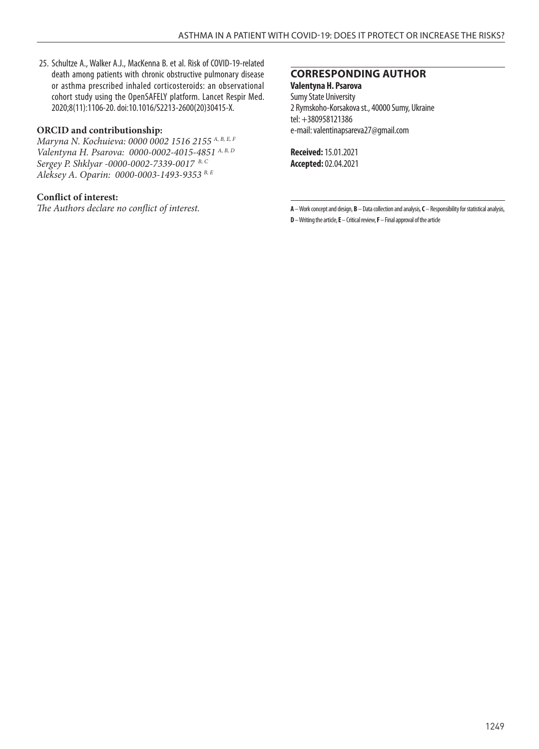25. Schultze A., Walker A.J., MacKenna B. et al. Risk of COVID-19-related death among patients with chronic obstructive pulmonary disease or asthma prescribed inhaled corticosteroids: an observational cohort study using the OpenSAFELY platform. Lancet Respir Med. 2020;8(11):1106-20. doi:10.1016/S2213-2600(20)30415-X.

**ORCID and contributionship:**

*Maryna N. Kochuieva: 0000 0002 1516 2155 [A, B, E, F]*
*Valentyna H. Psarova: 0000-0002-4015-4851 [A, B, D]*
*Sergey P. Shklyar -0000-0002-7339-0017 [B, C]*
*Aleksey A. Oparin: 0000-0003-1493-9353 [B, E]*

**Conflict of interest:**

*The Authors declare no conflict of interest.*

## CORRESPONDING AUTHOR

**Valentyna H. Psarova**
Sumy State University
2 Rymskoho-Korsakova st., 40000 Sumy, Ukraine
tel: +380958121386
e-mail: valentinapsareva27@gmail.com

**Received:** 15.01.2021
**Accepted:** 02.04.2021

**A** – Work concept and design, **B** – Data collection and analysis, **C** – Responsibility for statistical analysis, **D** – Writing the article, **E** – Critical review, **F** – Final approval of the article